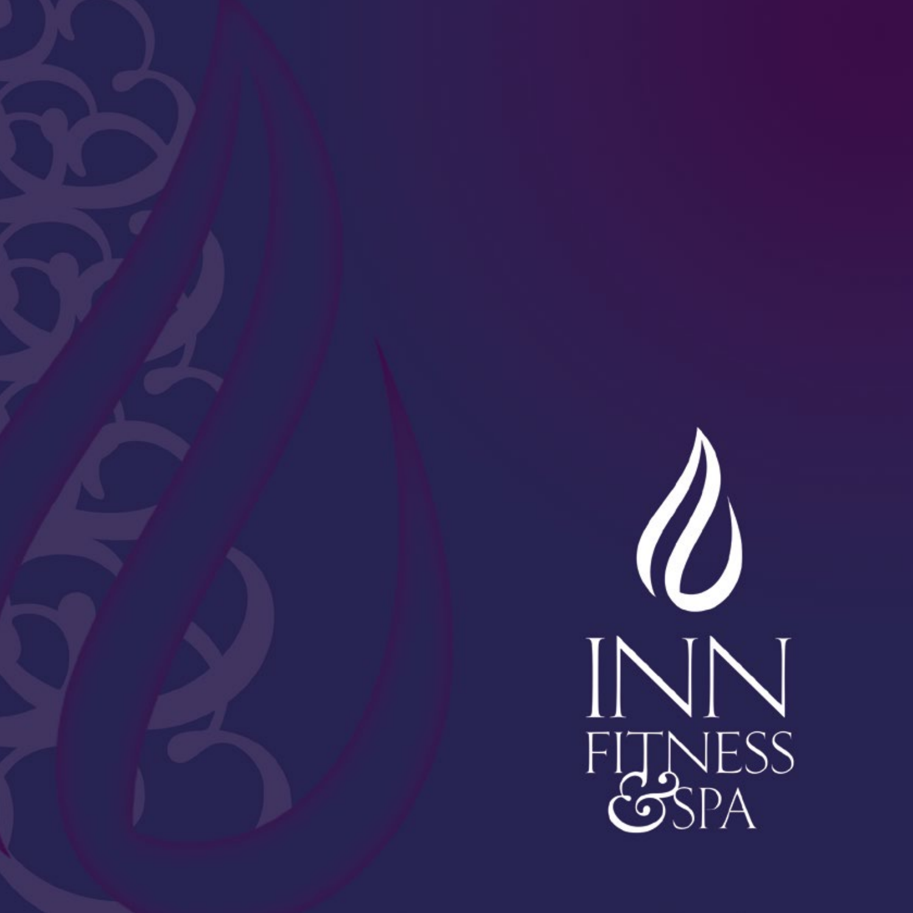# INN FITNESS & SPA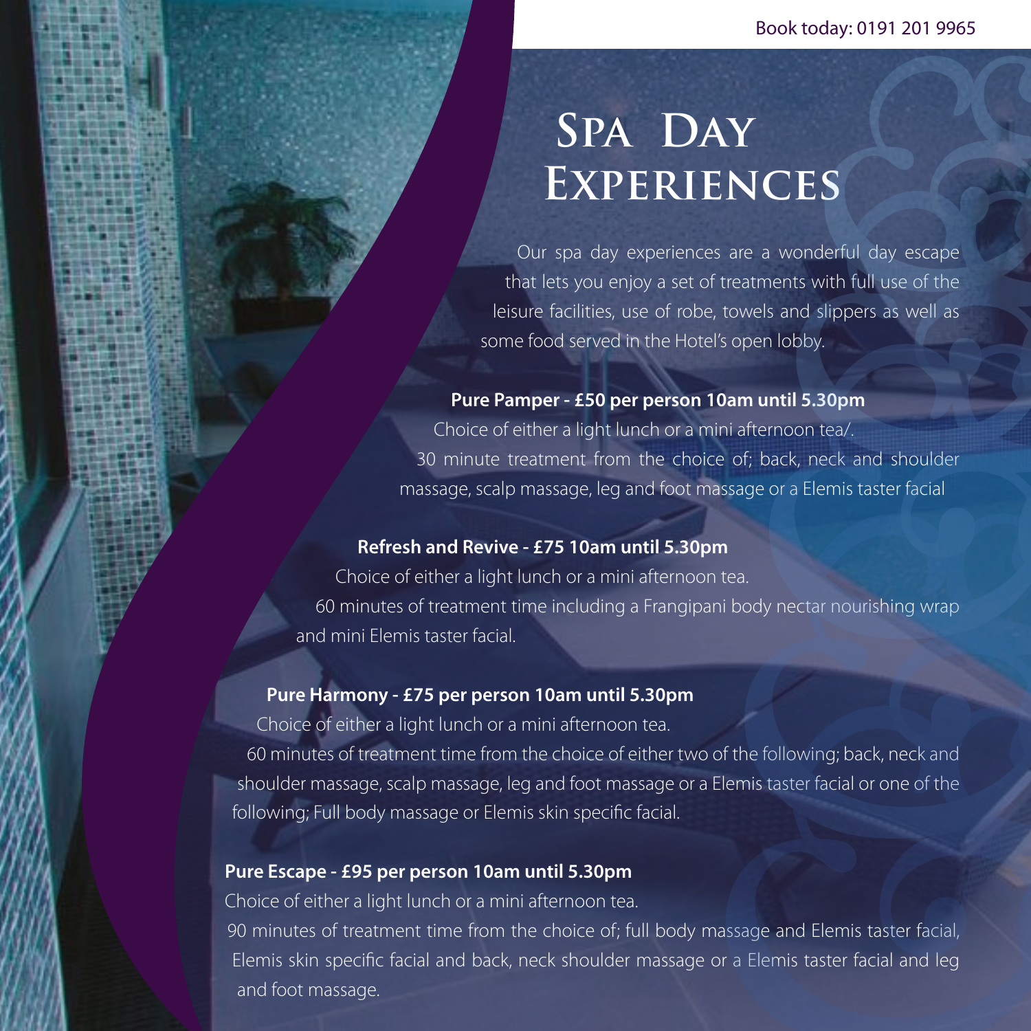Book today: 0191 201 9965

# Spa Day Experiences

Our spa day experiences are a wonderful day escape that lets you enjoy a set of treatments with full use of the leisure facilities, use of robe, towels and slippers as well as some food served in the Hotel's open lobby.

**Pure Pamper - £50 per person 10am until 5.30pm**

Choice of either a light lunch or a mini afternoon tea/.

30 minute treatment from the choice of; back, neck and shoulder massage, scalp massage, leg and foot massage or a Elemis taster facial

**Refresh and Revive - £75 10am until 5.30pm**

Choice of either a light lunch or a mini afternoon tea.

60 minutes of treatment time including a Frangipani body nectar nourishing wrap and mini Elemis taster facial.

**Pure Harmony - £75 per person 10am until 5.30pm**

Choice of either a light lunch or a mini afternoon tea.

60 minutes of treatment time from the choice of either two of the following; back, neck and shoulder massage, scalp massage, leg and foot massage or a Elemis taster facial or one of the following; Full body massage or Elemis skin specific facial.

**Pure Escape - £95 per person 10am until 5.30pm**

Choice of either a light lunch or a mini afternoon tea.

90 minutes of treatment time from the choice of; full body massage and Elemis taster facial, Elemis skin specific facial and back, neck shoulder massage or a Elemis taster facial and leg and foot massage.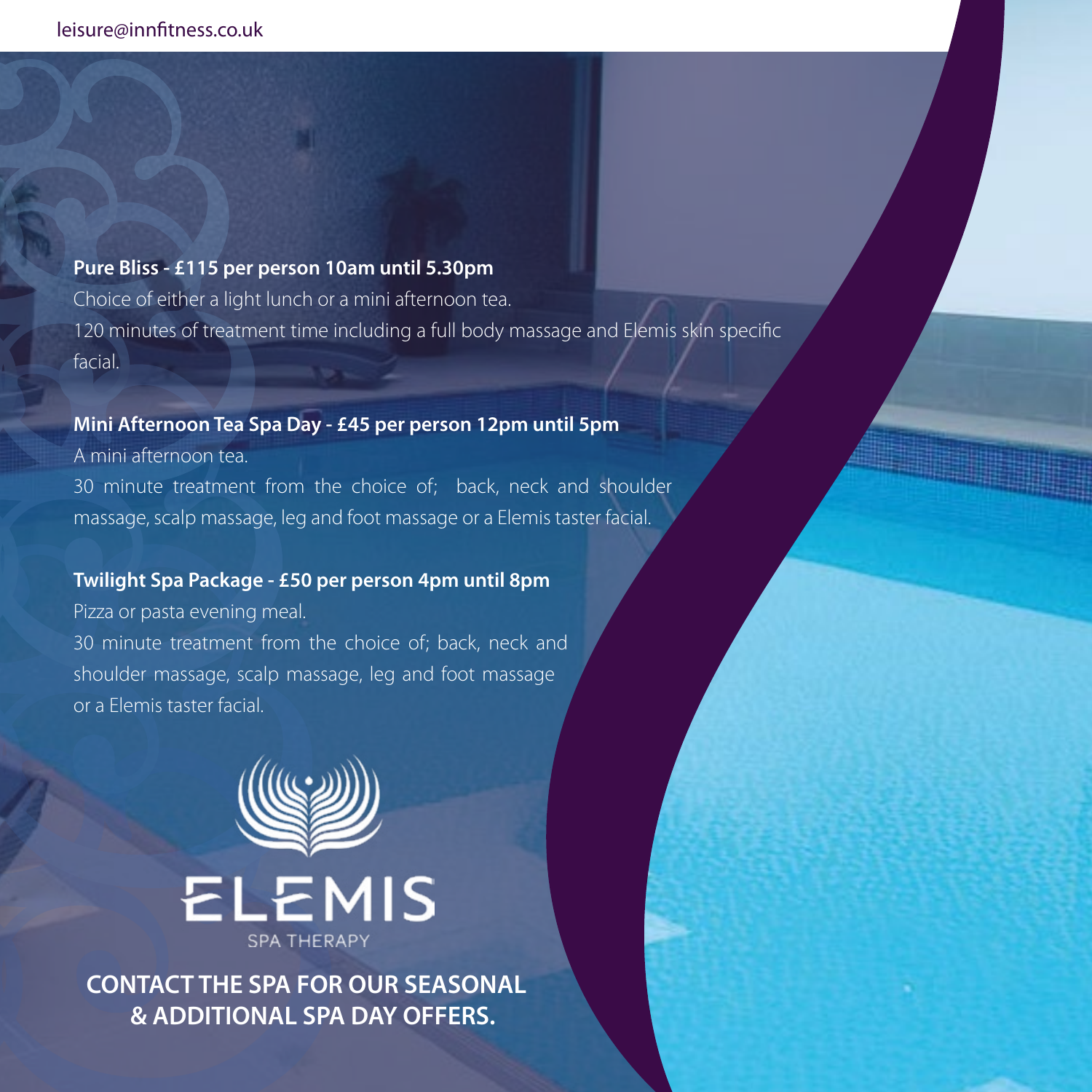leisure@innfitness.co.uk

**Pure Bliss - £115 per person 10am until 5.30pm**

Choice of either a light lunch or a mini afternoon tea.
120 minutes of treatment time including a full body massage and Elemis skin specific facial.

**Mini Afternoon Tea Spa Day - £45 per person 12pm until 5pm**

A mini afternoon tea.
30 minute treatment from the choice of; back, neck and shoulder massage, scalp massage, leg and foot massage or a Elemis taster facial.

**Twilight Spa Package - £50 per person 4pm until 8pm**

Pizza or pasta evening meal.
30 minute treatment from the choice of; back, neck and shoulder massage, scalp massage, leg and foot massage or a Elemis taster facial.

ELEMIS
SPA THERAPY

**CONTACT THE SPA FOR OUR SEASONAL & ADDITIONAL SPA DAY OFFERS.**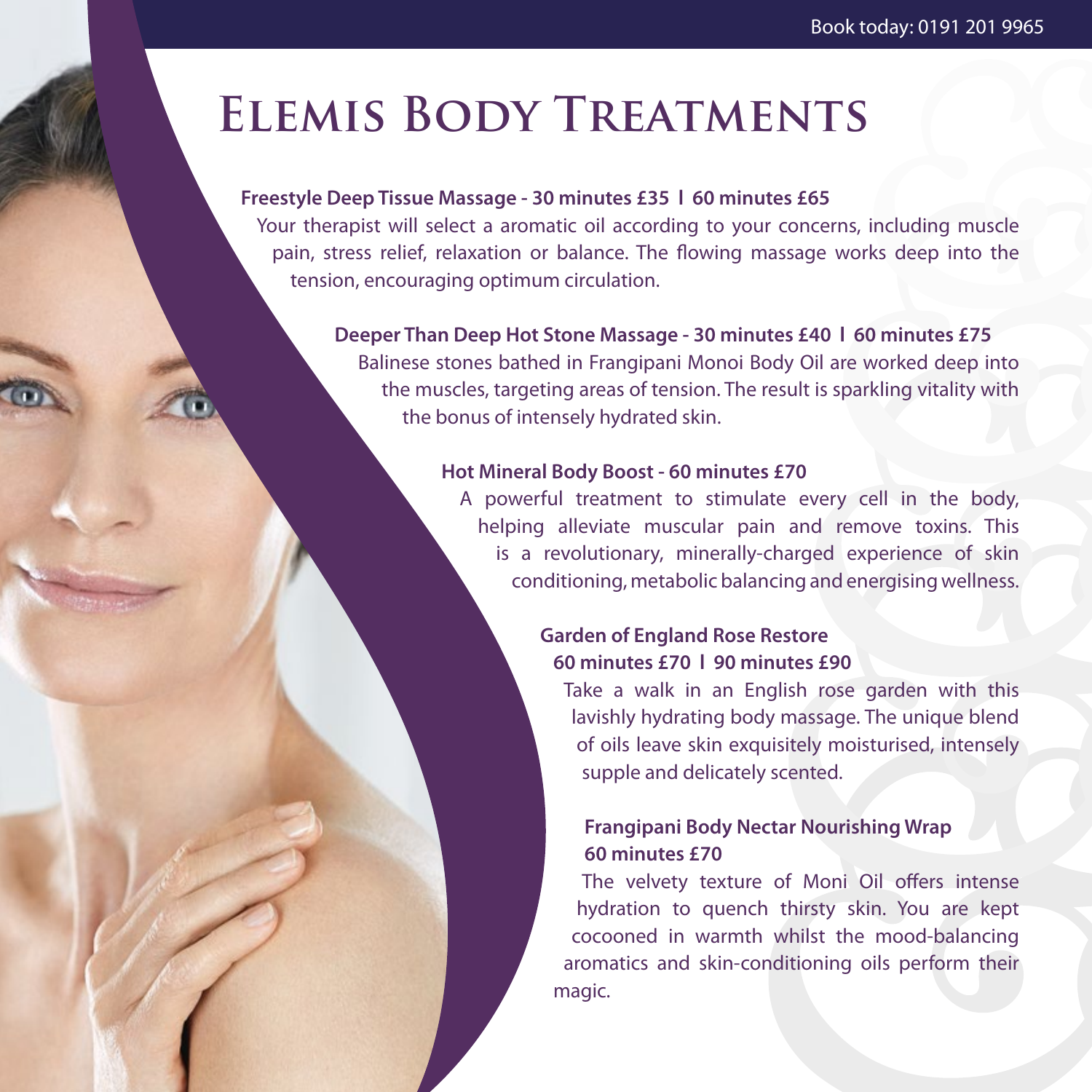# Elemis Body Treatments

**Freestyle Deep Tissue Massage - 30 minutes £35 l 60 minutes £65**

Your therapist will select a aromatic oil according to your concerns, including muscle pain, stress relief, relaxation or balance. The flowing massage works deep into the tension, encouraging optimum circulation.

**Deeper Than Deep Hot Stone Massage - 30 minutes £40 l 60 minutes £75**

Balinese stones bathed in Frangipani Monoi Body Oil are worked deep into the muscles, targeting areas of tension. The result is sparkling vitality with the bonus of intensely hydrated skin.

**Hot Mineral Body Boost - 60 minutes £70**

A powerful treatment to stimulate every cell in the body, helping alleviate muscular pain and remove toxins. This is a revolutionary, minerally-charged experience of skin conditioning, metabolic balancing and energising wellness.

**Garden of England Rose Restore**
**60 minutes £70 l 90 minutes £90**

Take a walk in an English rose garden with this lavishly hydrating body massage. The unique blend of oils leave skin exquisitely moisturised, intensely supple and delicately scented.

**Frangipani Body Nectar Nourishing Wrap**
**60 minutes £70**

The velvety texture of Moni Oil offers intense hydration to quench thirsty skin. You are kept cocooned in warmth whilst the mood-balancing aromatics and skin-conditioning oils perform their magic.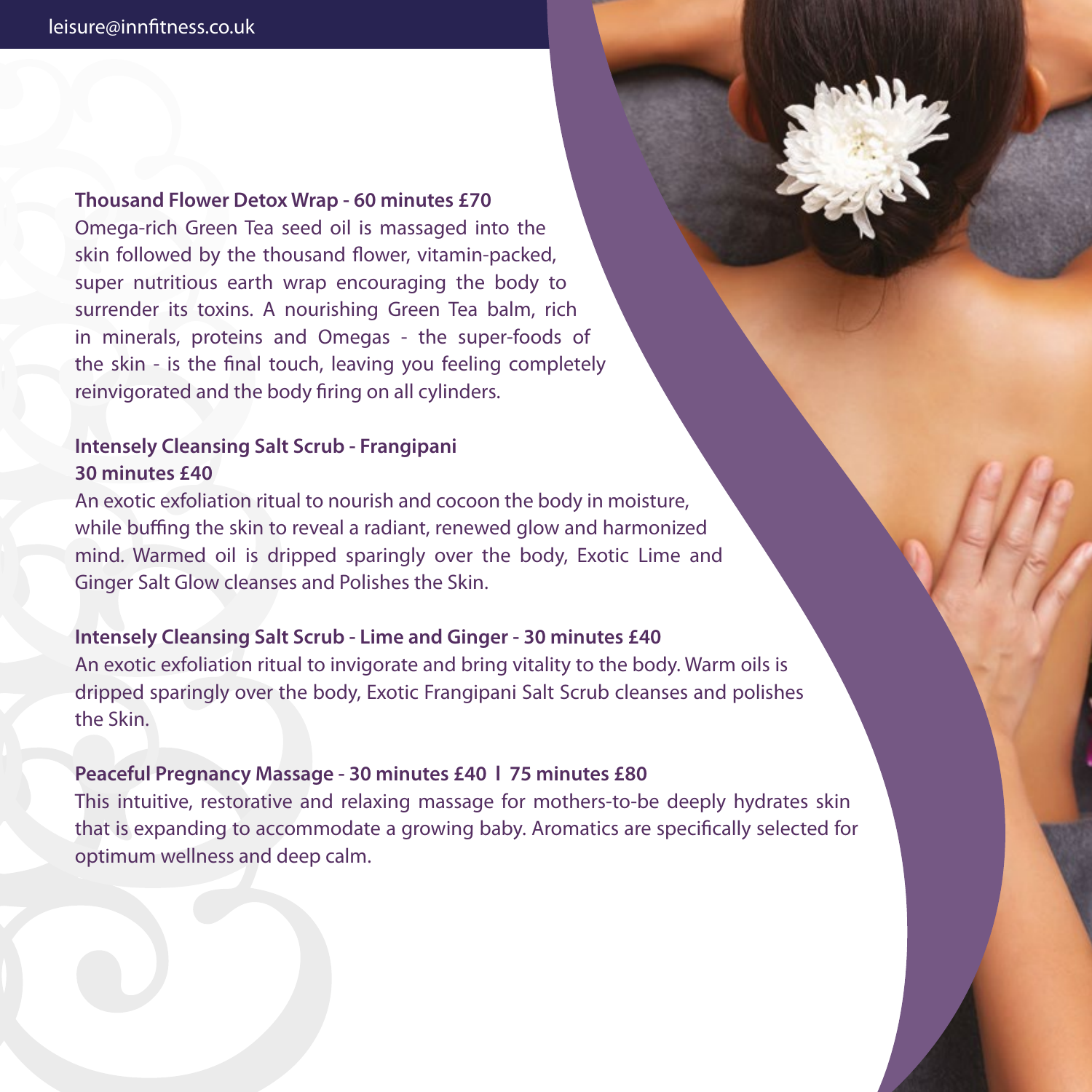### Thousand Flower Detox Wrap - 60 minutes £70

Omega-rich Green Tea seed oil is massaged into the skin followed by the thousand flower, vitamin-packed, super nutritious earth wrap encouraging the body to surrender its toxins. A nourishing Green Tea balm, rich in minerals, proteins and Omegas - the super-foods of the skin - is the final touch, leaving you feeling completely reinvigorated and the body firing on all cylinders.

### Intensely Cleansing Salt Scrub - Frangipani 30 minutes £40

An exotic exfoliation ritual to nourish and cocoon the body in moisture, while buffing the skin to reveal a radiant, renewed glow and harmonized mind. Warmed oil is dripped sparingly over the body, Exotic Lime and Ginger Salt Glow cleanses and Polishes the Skin.

### Intensely Cleansing Salt Scrub - Lime and Ginger - 30 minutes £40

An exotic exfoliation ritual to invigorate and bring vitality to the body. Warm oils is dripped sparingly over the body, Exotic Frangipani Salt Scrub cleanses and polishes the Skin.

### Peaceful Pregnancy Massage - 30 minutes £40 l 75 minutes £80

This intuitive, restorative and relaxing massage for mothers-to-be deeply hydrates skin that is expanding to accommodate a growing baby. Aromatics are specifically selected for optimum wellness and deep calm.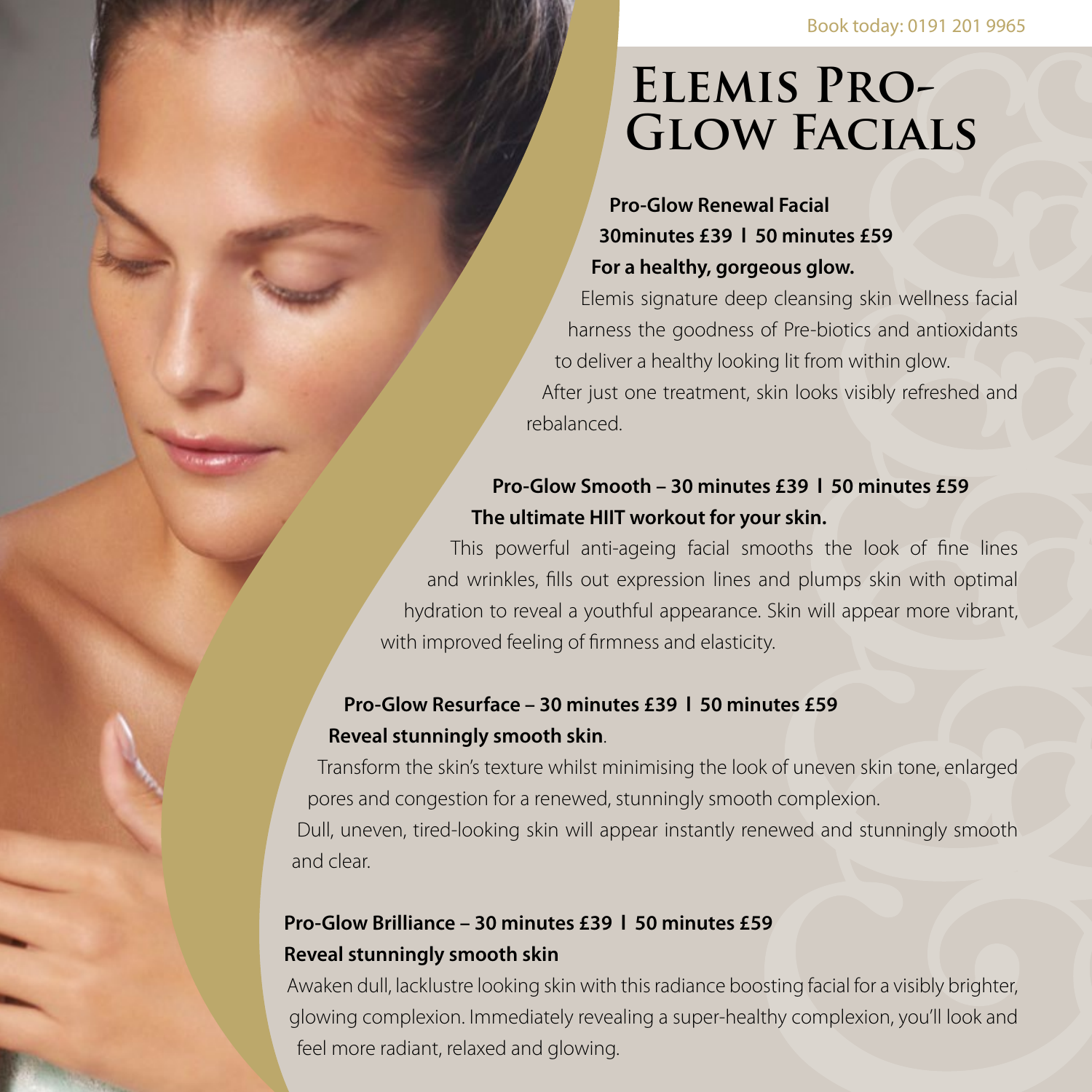Book today: 0191 201 9965

# Elemis Pro-Glow Facials

**Pro-Glow Renewal Facial**
**30minutes £39 l 50 minutes £59**
**For a healthy, gorgeous glow.**

Elemis signature deep cleansing skin wellness facial harness the goodness of Pre-biotics and antioxidants to deliver a healthy looking lit from within glow. After just one treatment, skin looks visibly refreshed and rebalanced.

**Pro-Glow Smooth – 30 minutes £39 l 50 minutes £59**
**The ultimate HIIT workout for your skin.**

This powerful anti-ageing facial smooths the look of fine lines and wrinkles, fills out expression lines and plumps skin with optimal hydration to reveal a youthful appearance. Skin will appear more vibrant, with improved feeling of firmness and elasticity.

**Pro-Glow Resurface – 30 minutes £39 l 50 minutes £59**
**Reveal stunningly smooth skin**.

Transform the skin's texture whilst minimising the look of uneven skin tone, enlarged pores and congestion for a renewed, stunningly smooth complexion. Dull, uneven, tired-looking skin will appear instantly renewed and stunningly smooth and clear.

**Pro-Glow Brilliance – 30 minutes £39 l 50 minutes £59**
**Reveal stunningly smooth skin**

Awaken dull, lacklustre looking skin with this radiance boosting facial for a visibly brighter, glowing complexion. Immediately revealing a super-healthy complexion, you'll look and feel more radiant, relaxed and glowing.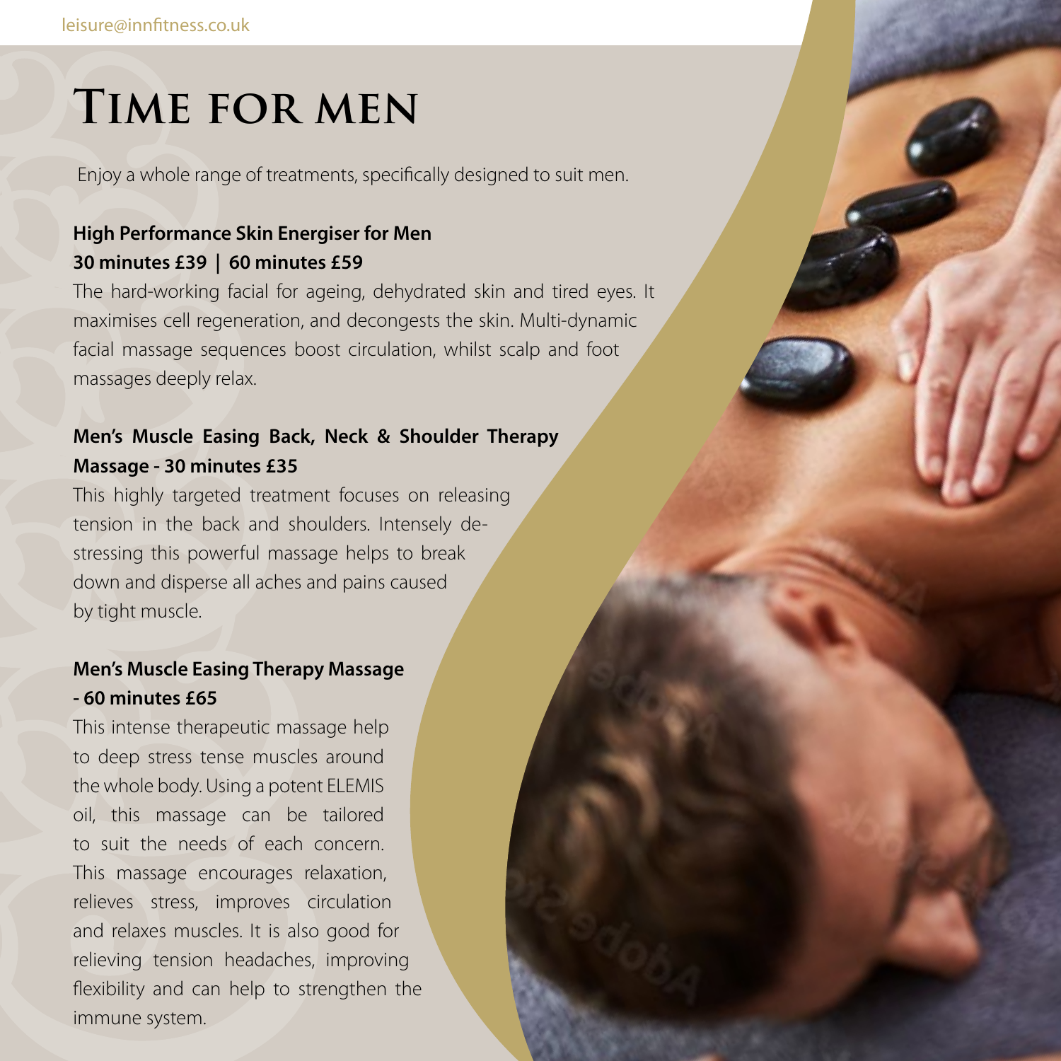leisure@innfitness.co.uk

# Time for men

Enjoy a whole range of treatments, specifically designed to suit men.

**High Performance Skin Energiser for Men**
**30 minutes £39 | 60 minutes £59**

The hard-working facial for ageing, dehydrated skin and tired eyes. It maximises cell regeneration, and decongests the skin. Multi-dynamic facial massage sequences boost circulation, whilst scalp and foot massages deeply relax.

**Men's Muscle Easing Back, Neck & Shoulder Therapy Massage - 30 minutes £35**

This highly targeted treatment focuses on releasing tension in the back and shoulders. Intensely de-stressing this powerful massage helps to break down and disperse all aches and pains caused by tight muscle.

**Men's Muscle Easing Therapy Massage - 60 minutes £65**

This intense therapeutic massage help to deep stress tense muscles around the whole body. Using a potent ELEMIS oil, this massage can be tailored to suit the needs of each concern. This massage encourages relaxation, relieves stress, improves circulation and relaxes muscles. It is also good for relieving tension headaches, improving flexibility and can help to strengthen the immune system.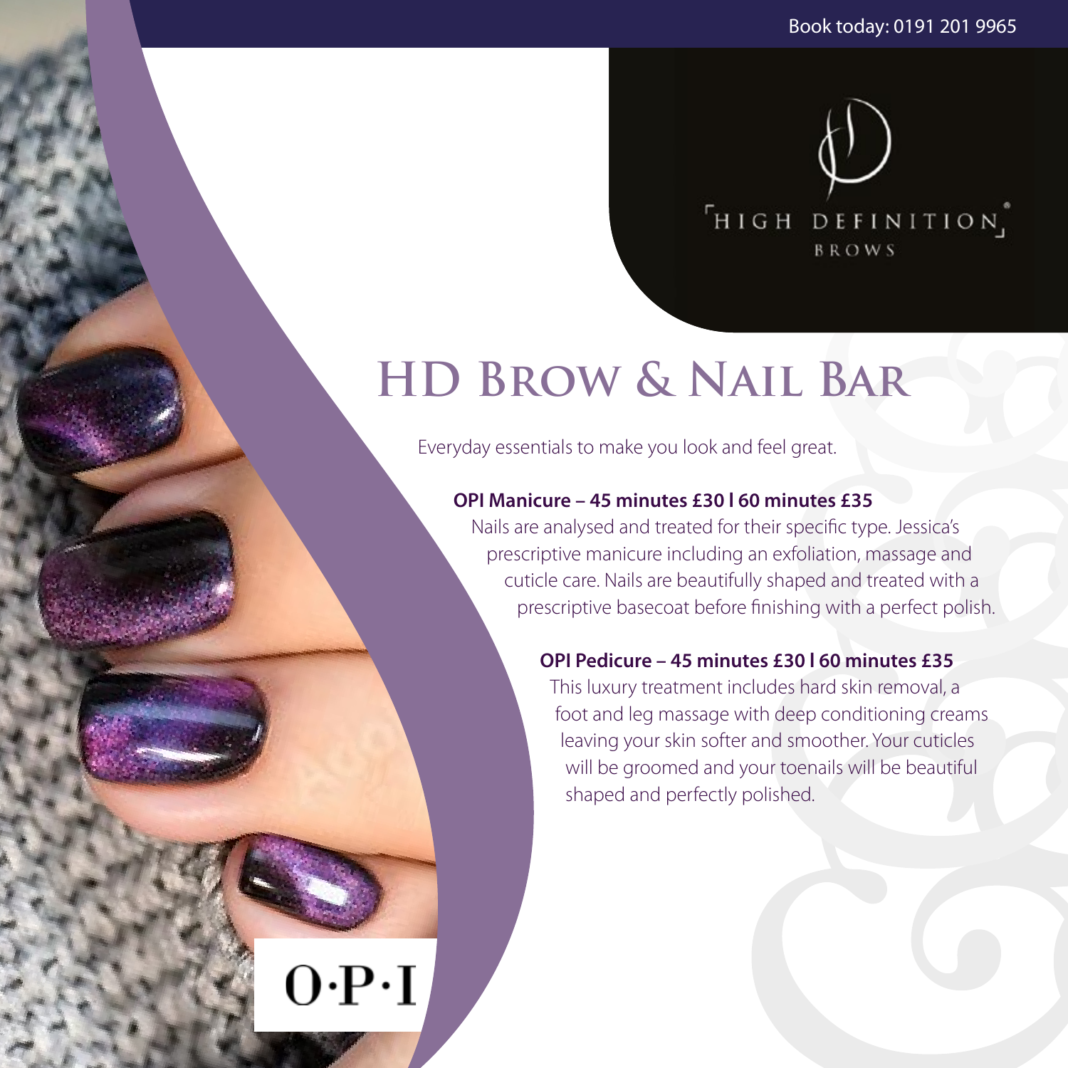Book today: 0191 201 9965

HIGH DEFINITION BROWS

# HD Brow & Nail Bar

Everyday essentials to make you look and feel great.

**OPI Manicure – 45 minutes £30 l 60 minutes £35**

Nails are analysed and treated for their specific type. Jessica's prescriptive manicure including an exfoliation, massage and cuticle care. Nails are beautifully shaped and treated with a prescriptive basecoat before finishing with a perfect polish.

**OPI Pedicure – 45 minutes £30 l 60 minutes £35**

This luxury treatment includes hard skin removal, a foot and leg massage with deep conditioning creams leaving your skin softer and smoother. Your cuticles will be groomed and your toenails will be beautiful shaped and perfectly polished.

O·P·I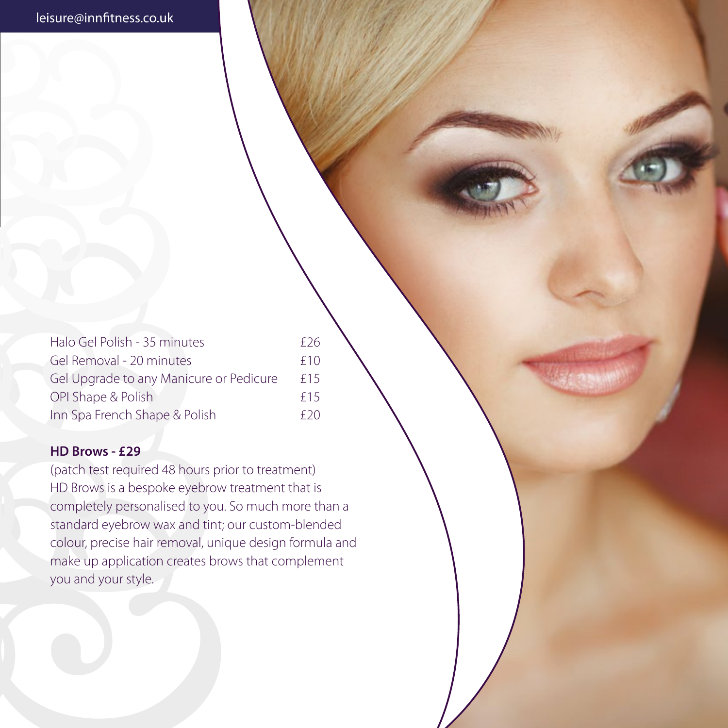leisure@innfitness.co.uk

| | |
|---|---|
| Halo Gel Polish - 35 minutes | £26 |
| Gel Removal - 20 minutes | £10 |
| Gel Upgrade to any Manicure or Pedicure | £15 |
| OPI Shape & Polish | £15 |
| Inn Spa French Shape & Polish | £20 |

**HD Brows - £29**

(patch test required 48 hours prior to treatment)
HD Brows is a bespoke eyebrow treatment that is completely personalised to you. So much more than a standard eyebrow wax and tint; our custom-blended colour, precise hair removal, unique design formula and make up application creates brows that complement you and your style.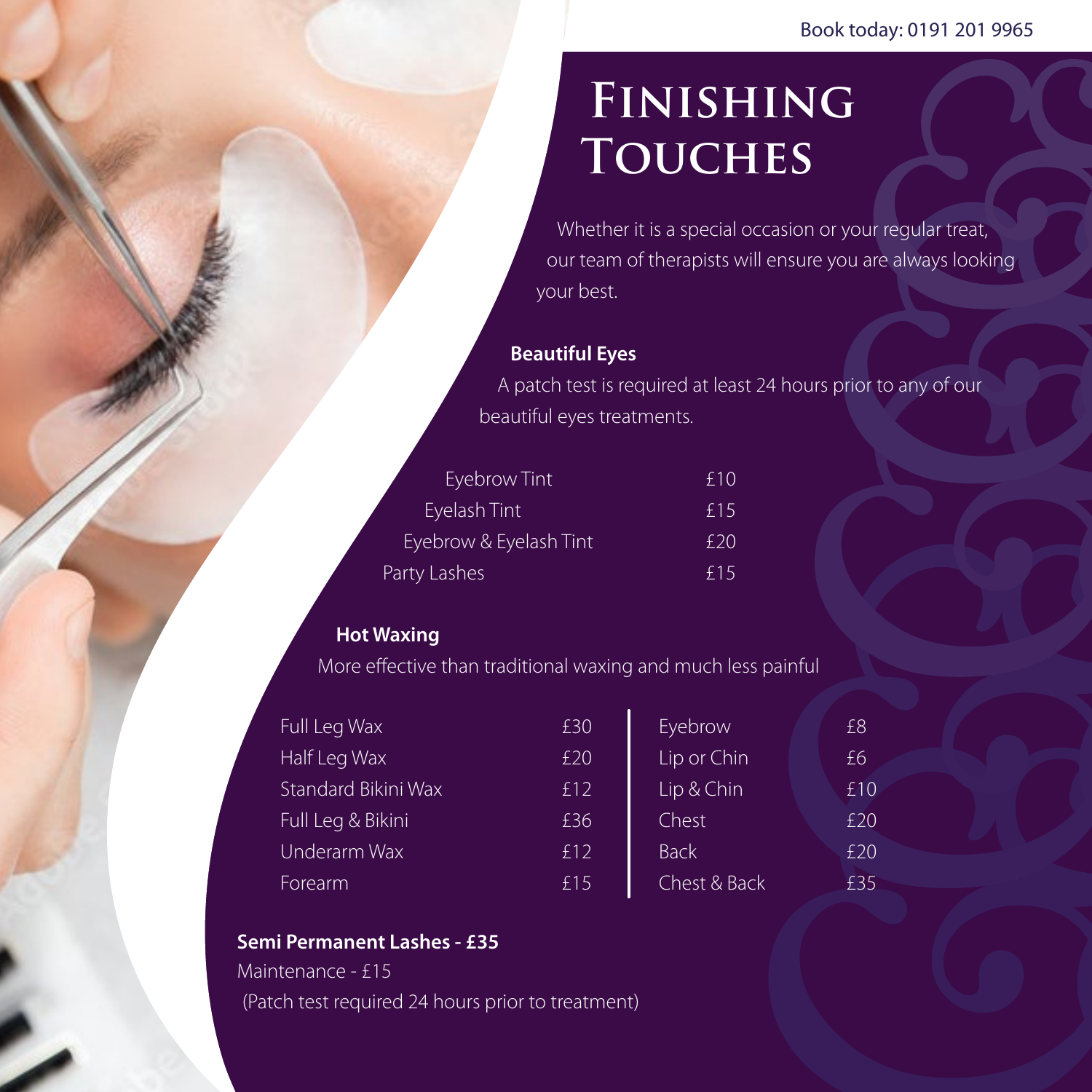Book today: 0191 201 9965

# Finishing Touches

Whether it is a special occasion or your regular treat, our team of therapists will ensure you are always looking your best.

## Beautiful Eyes

A patch test is required at least 24 hours prior to any of our beautiful eyes treatments.

| Treatment | Price |
|---|---|
| Eyebrow Tint | £10 |
| Eyelash Tint | £15 |
| Eyebrow & Eyelash Tint | £20 |
| Party Lashes | £15 |

## Hot Waxing

More effective than traditional waxing and much less painful

| Treatment | Price | Treatment | Price |
|---|---|---|---|
| Full Leg Wax | £30 | Eyebrow | £8 |
| Half Leg Wax | £20 | Lip or Chin | £6 |
| Standard Bikini Wax | £12 | Lip & Chin | £10 |
| Full Leg & Bikini | £36 | Chest | £20 |
| Underarm Wax | £12 | Back | £20 |
| Forearm | £15 | Chest & Back | £35 |

**Semi Permanent Lashes - £35**

Maintenance - £15

(Patch test required 24 hours prior to treatment)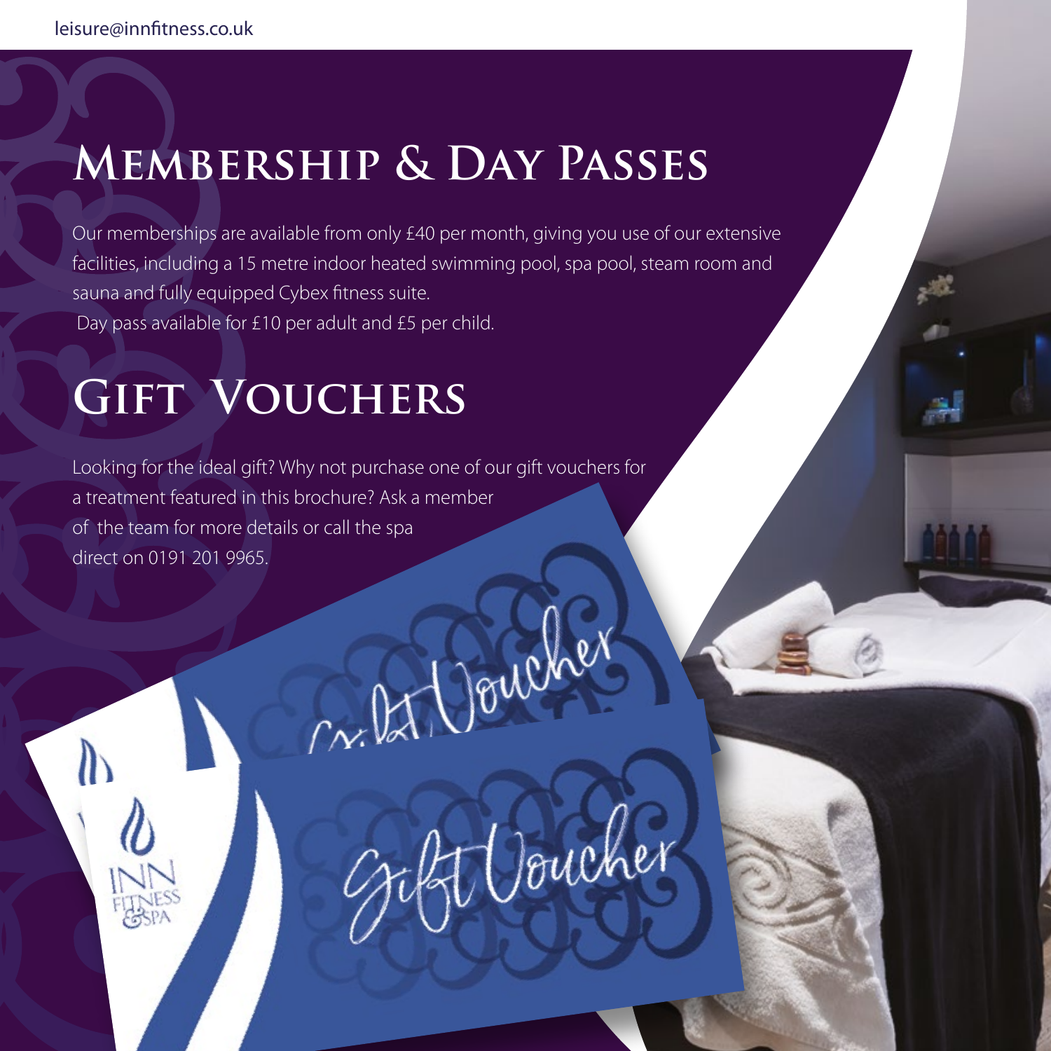leisure@innfitness.co.uk

# Membership & Day Passes

Our memberships are available from only £40 per month, giving you use of our extensive facilities, including a 15 metre indoor heated swimming pool, spa pool, steam room and sauna and fully equipped Cybex fitness suite.
Day pass available for £10 per adult and £5 per child.

# Gift Vouchers

Looking for the ideal gift? Why not purchase one of our gift vouchers for a treatment featured in this brochure? Ask a member of the team for more details or call the spa direct on 0191 201 9965.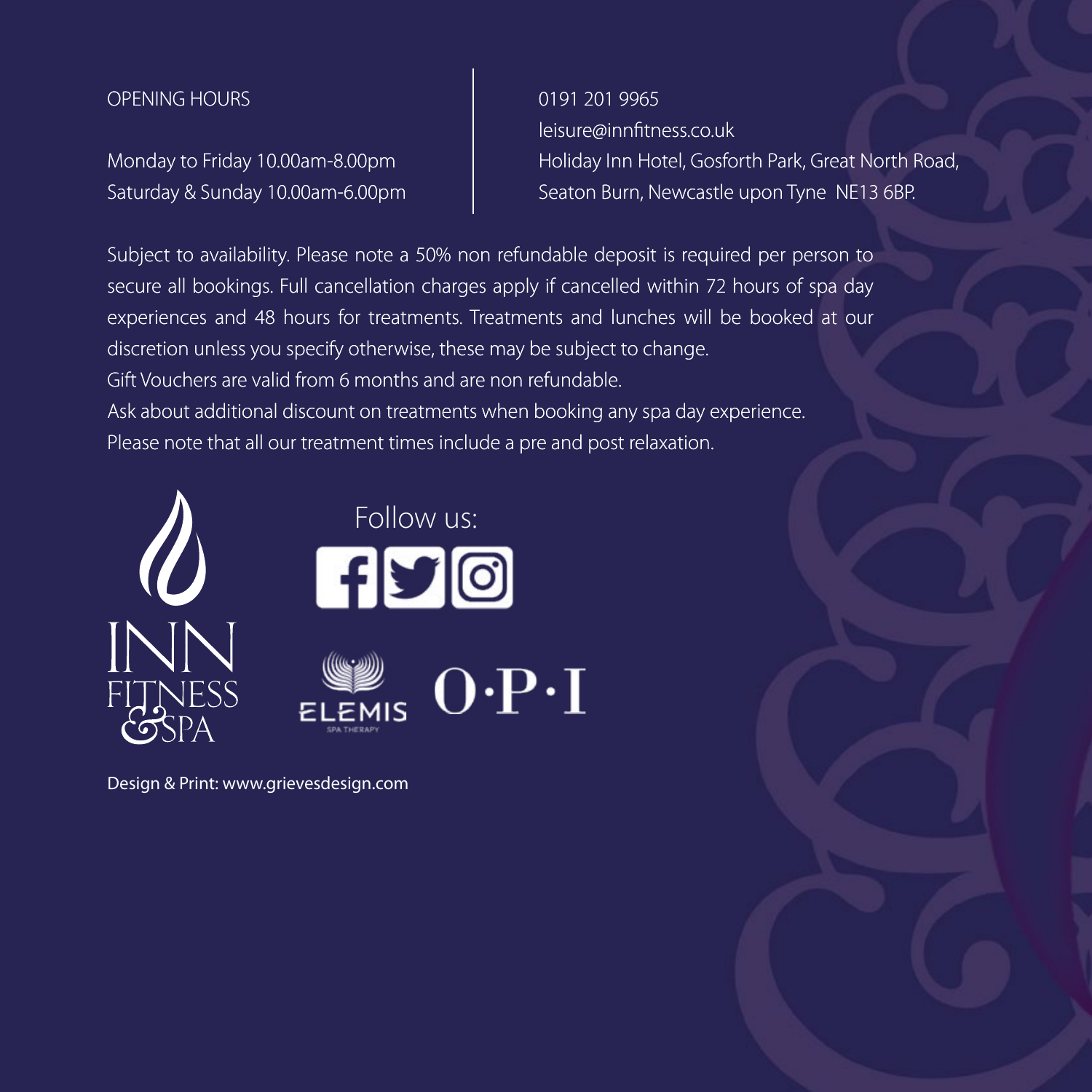OPENING HOURS

Monday to Friday 10.00am-8.00pm
Saturday & Sunday 10.00am-6.00pm

0191 201 9965
leisure@innfitness.co.uk
Holiday Inn Hotel, Gosforth Park, Great North Road,
Seaton Burn, Newcastle upon Tyne NE13 6BP.

Subject to availability. Please note a 50% non refundable deposit is required per person to secure all bookings. Full cancellation charges apply if cancelled within 72 hours of spa day experiences and 48 hours for treatments. Treatments and lunches will be booked at our discretion unless you specify otherwise, these may be subject to change.
Gift Vouchers are valid from 6 months and are non refundable.
Ask about additional discount on treatments when booking any spa day experience.
Please note that all our treatment times include a pre and post relaxation.

INN FITNESS & SPA

Follow us:

ELEMIS SPA THERAPY

O·P·I

Design & Print: www.grievesdesign.com